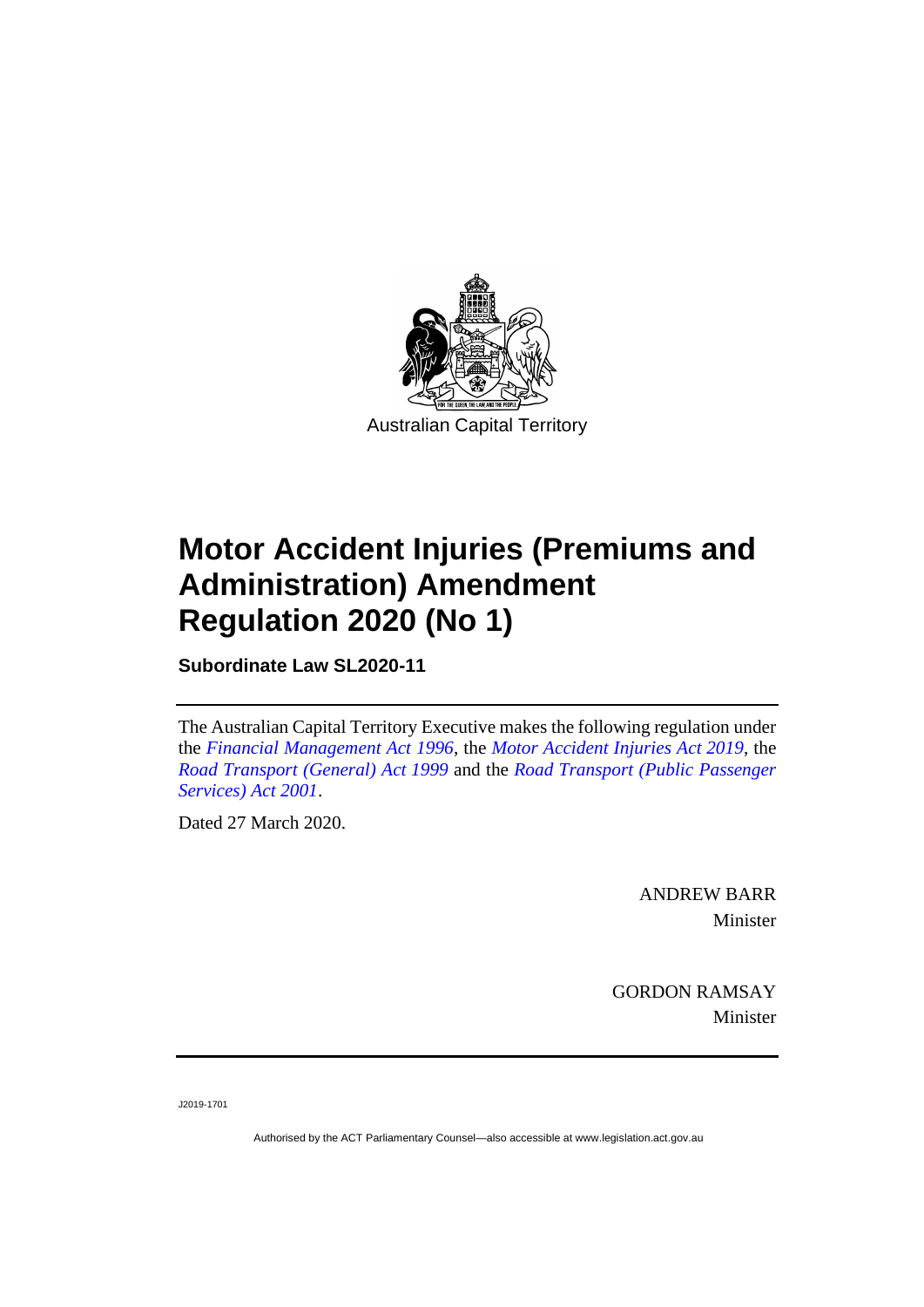Australian Capital Territory

# Motor Accident Injuries (Premiums and Administration) Amendment Regulation 2020 (No 1)

**Subordinate Law SL2020-11**

The Australian Capital Territory Executive makes the following regulation under the *Financial Management Act 1996*, the *Motor Accident Injuries Act 2019*, the *Road Transport (General) Act 1999* and the *Road Transport (Public Passenger Services) Act 2001*.

Dated 27 March 2020.

ANDREW BARR
Minister

GORDON RAMSAY
Minister

J2019-1701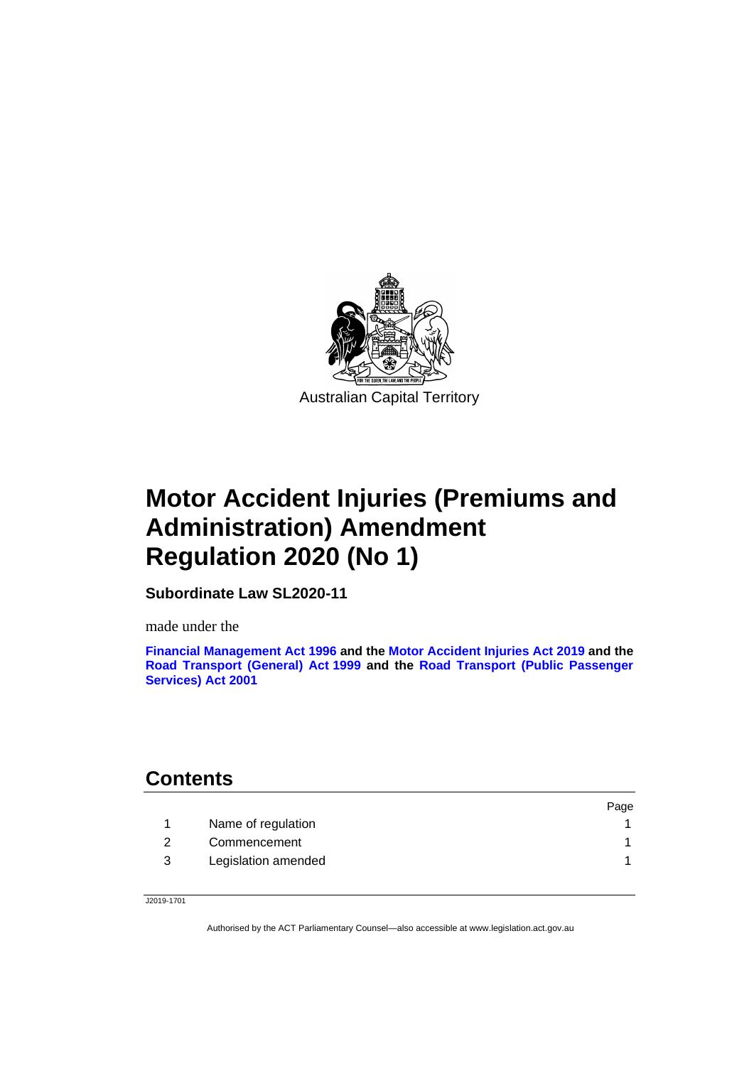Australian Capital Territory

# Motor Accident Injuries (Premiums and Administration) Amendment Regulation 2020 (No 1)

**Subordinate Law SL2020-11**

made under the

**Financial Management Act 1996 and the Motor Accident Injuries Act 2019 and the Road Transport (General) Act 1999 and the Road Transport (Public Passenger Services) Act 2001**

## Contents

| | | Page |
|---|---|---|
| 1 | Name of regulation | 1 |
| 2 | Commencement | 1 |
| 3 | Legislation amended | 1 |

J2019-1701

Authorised by the ACT Parliamentary Counsel—also accessible at www.legislation.act.gov.au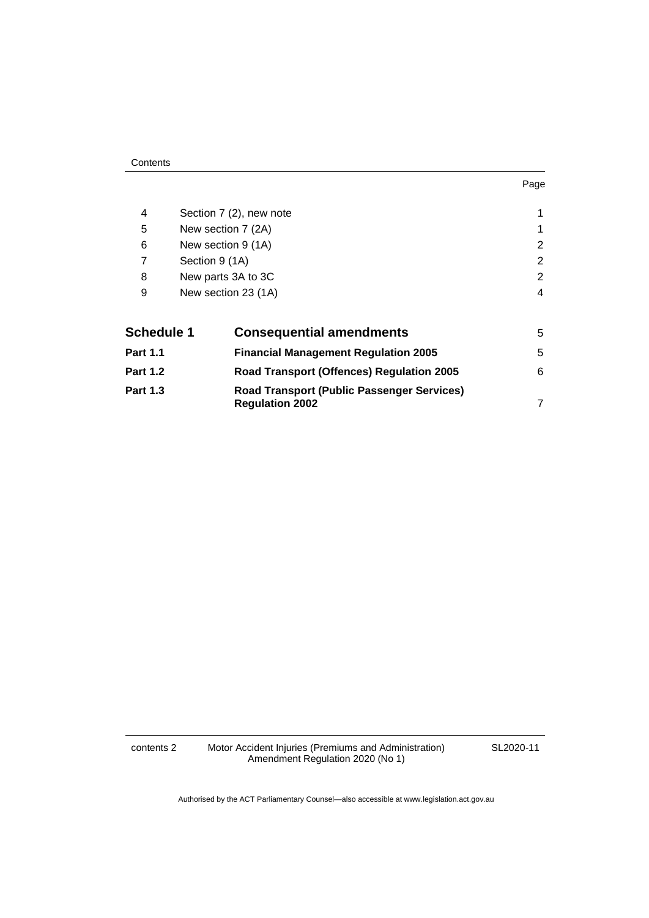| | | Page |
|---|---|---|
| 4 | Section 7 (2), new note | 1 |
| 5 | New section 7 (2A) | 1 |
| 6 | New section 9 (1A) | 2 |
| 7 | Section 9 (1A) | 2 |
| 8 | New parts 3A to 3C | 2 |
| 9 | New section 23 (1A) | 4 |
| **Schedule 1** | **Consequential amendments** | 5 |
| **Part 1.1** | **Financial Management Regulation 2005** | 5 |
| **Part 1.2** | **Road Transport (Offences) Regulation 2005** | 6 |
| **Part 1.3** | **Road Transport (Public Passenger Services) Regulation 2002** | 7 |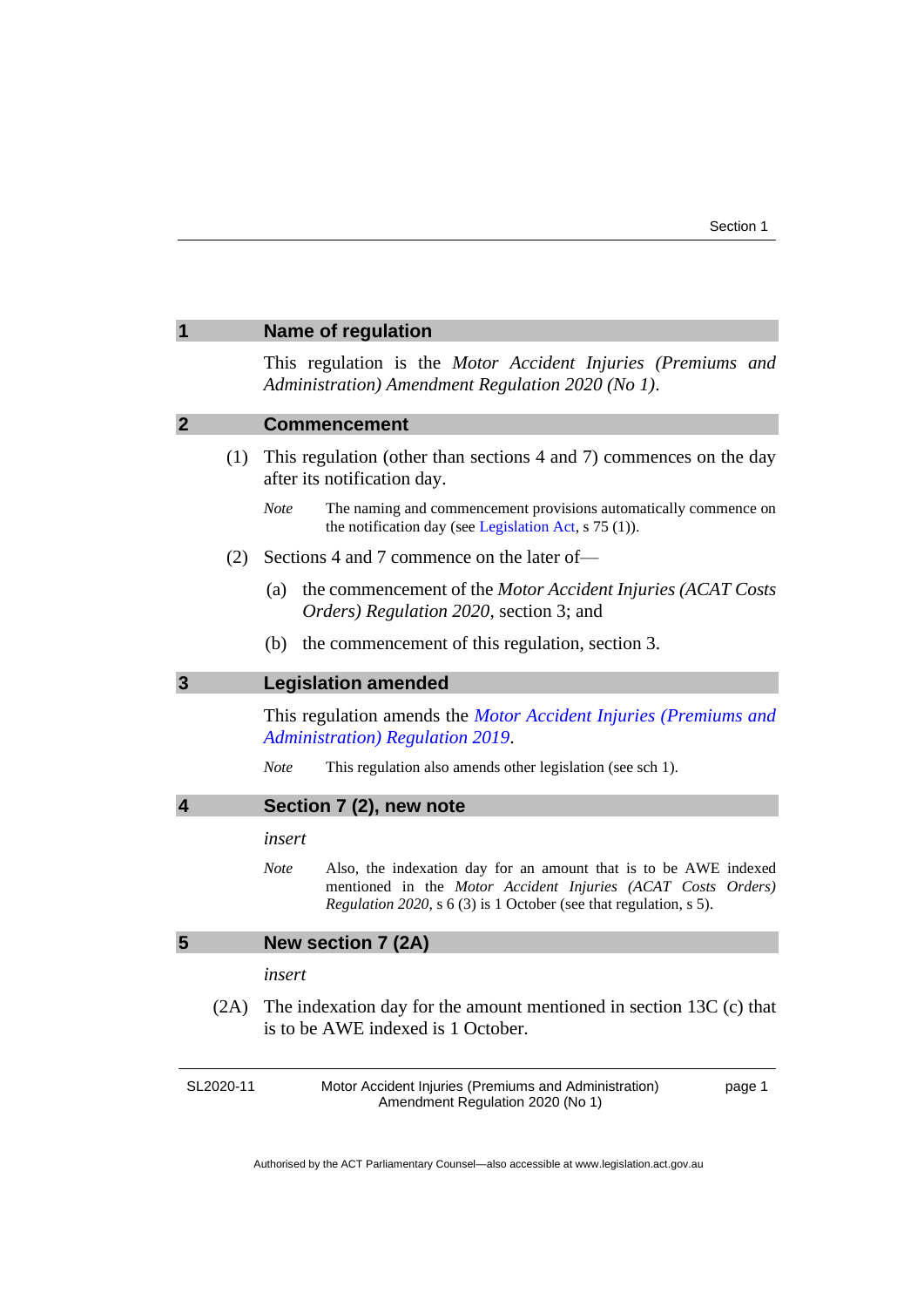## 1 Name of regulation

This regulation is the *Motor Accident Injuries (Premiums and Administration) Amendment Regulation 2020 (No 1)*.

## 2 Commencement

(1) This regulation (other than sections 4 and 7) commences on the day after its notification day.

*Note* The naming and commencement provisions automatically commence on the notification day (see Legislation Act, s 75 (1)).

(2) Sections 4 and 7 commence on the later of—

(a) the commencement of the *Motor Accident Injuries (ACAT Costs Orders) Regulation 2020*, section 3; and

(b) the commencement of this regulation, section 3.

## 3 Legislation amended

This regulation amends the *Motor Accident Injuries (Premiums and Administration) Regulation 2019*.

*Note* This regulation also amends other legislation (see sch 1).

## 4 Section 7 (2), new note

*insert*

*Note* Also, the indexation day for an amount that is to be AWE indexed mentioned in the *Motor Accident Injuries (ACAT Costs Orders) Regulation 2020*, s 6 (3) is 1 October (see that regulation, s 5).

## 5 New section 7 (2A)

*insert*

(2A) The indexation day for the amount mentioned in section 13C (c) that is to be AWE indexed is 1 October.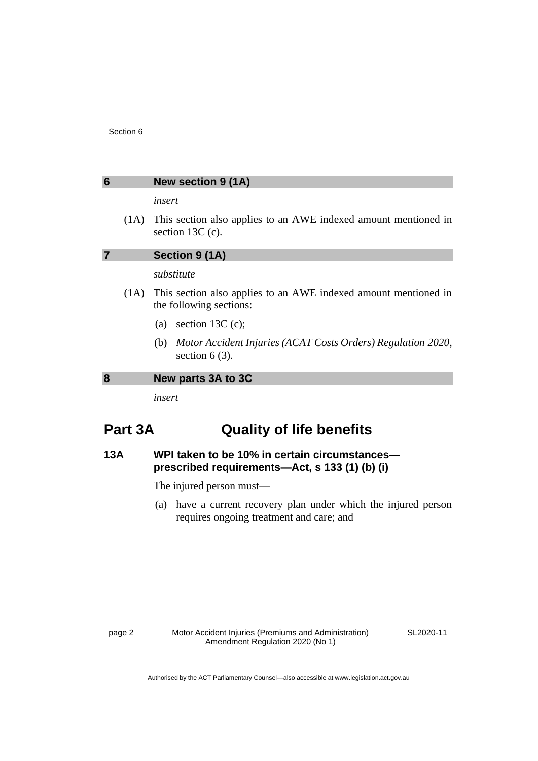## 6 New section 9 (1A)

*insert*

(1A) This section also applies to an AWE indexed amount mentioned in section 13C (c).

## 7 Section 9 (1A)

*substitute*

(1A) This section also applies to an AWE indexed amount mentioned in the following sections:

(a) section 13C (c);

(b) *Motor Accident Injuries (ACAT Costs Orders) Regulation 2020*, section 6 (3).

## 8 New parts 3A to 3C

*insert*

# Part 3A Quality of life benefits

### 13A WPI taken to be 10% in certain circumstances—prescribed requirements—Act, s 133 (1) (b) (i)

The injured person must—

(a) have a current recovery plan under which the injured person requires ongoing treatment and care; and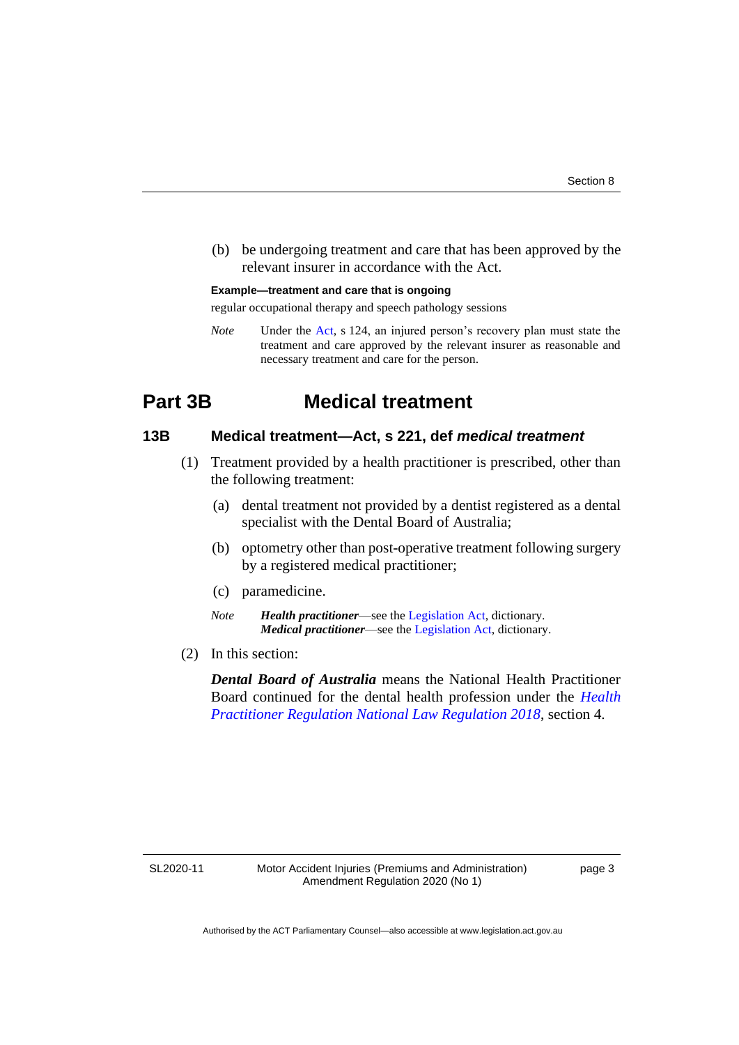(b) be undergoing treatment and care that has been approved by the relevant insurer in accordance with the Act.

**Example—treatment and care that is ongoing**

regular occupational therapy and speech pathology sessions

*Note* Under the Act, s 124, an injured person's recovery plan must state the treatment and care approved by the relevant insurer as reasonable and necessary treatment and care for the person.

# Part 3B Medical treatment

## 13B Medical treatment—Act, s 221, def *medical treatment*

(1) Treatment provided by a health practitioner is prescribed, other than the following treatment:

(a) dental treatment not provided by a dentist registered as a dental specialist with the Dental Board of Australia;

(b) optometry other than post-operative treatment following surgery by a registered medical practitioner;

(c) paramedicine.

*Note* ***Health practitioner***—see the Legislation Act, dictionary.
***Medical practitioner***—see the Legislation Act, dictionary.

(2) In this section:

***Dental Board of Australia*** means the National Health Practitioner Board continued for the dental health profession under the *Health Practitioner Regulation National Law Regulation 2018*, section 4.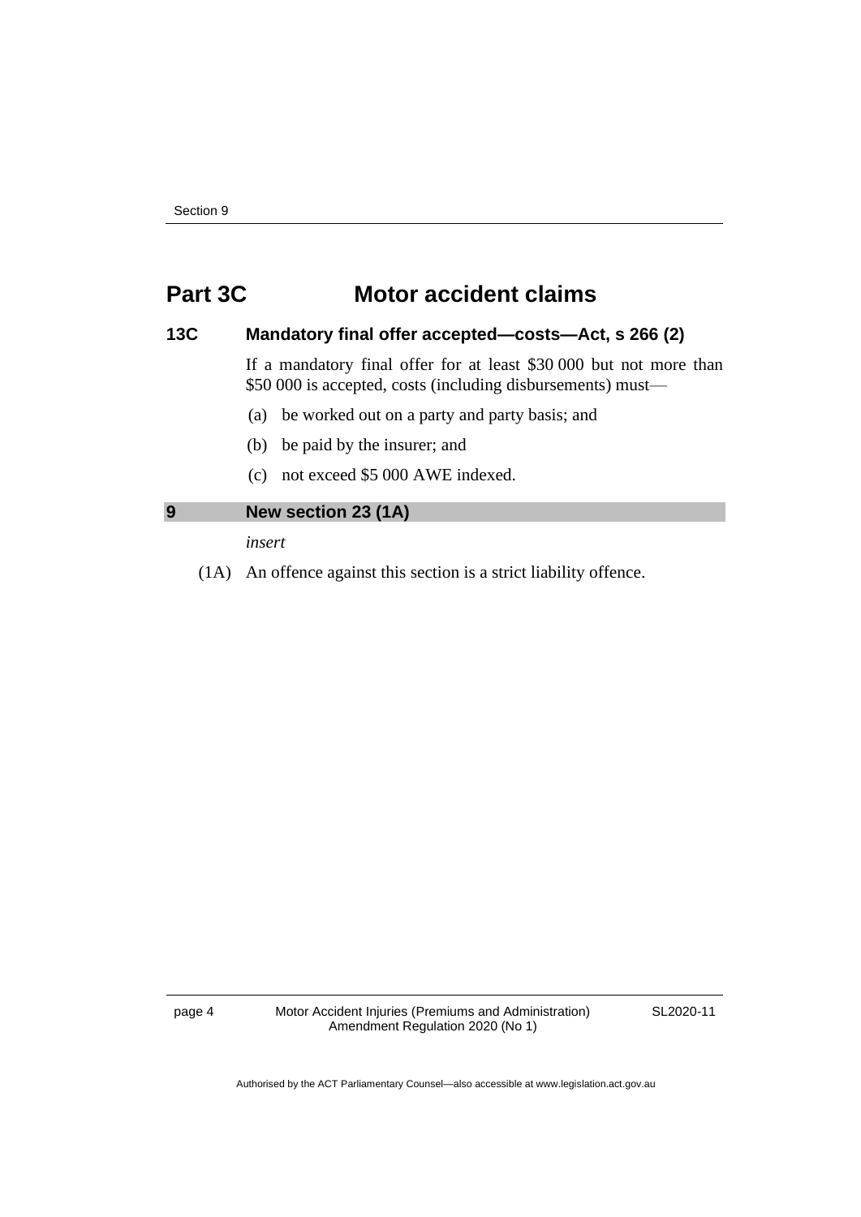## Part 3C Motor accident claims

### 13C Mandatory final offer accepted—costs—Act, s 266 (2)

If a mandatory final offer for at least $30 000 but not more than $50 000 is accepted, costs (including disbursements) must—

(a) be worked out on a party and party basis; and

(b) be paid by the insurer; and

(c) not exceed $5 000 AWE indexed.

### 9 New section 23 (1A)

*insert*

(1A) An offence against this section is a strict liability offence.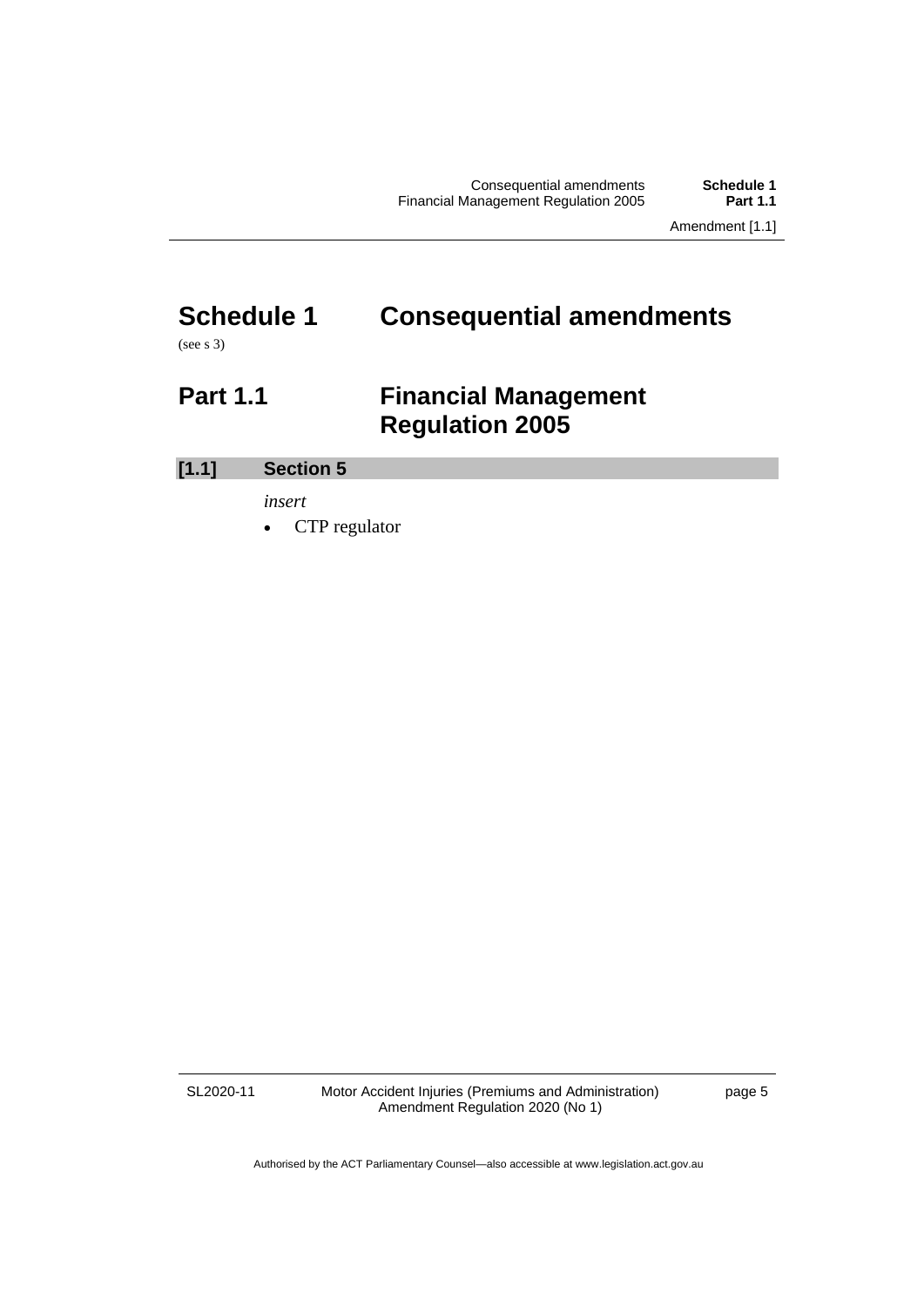# Schedule 1 Consequential amendments

(see s 3)

## Part 1.1 Financial Management Regulation 2005

### [1.1] Section 5

*insert*

- CTP regulator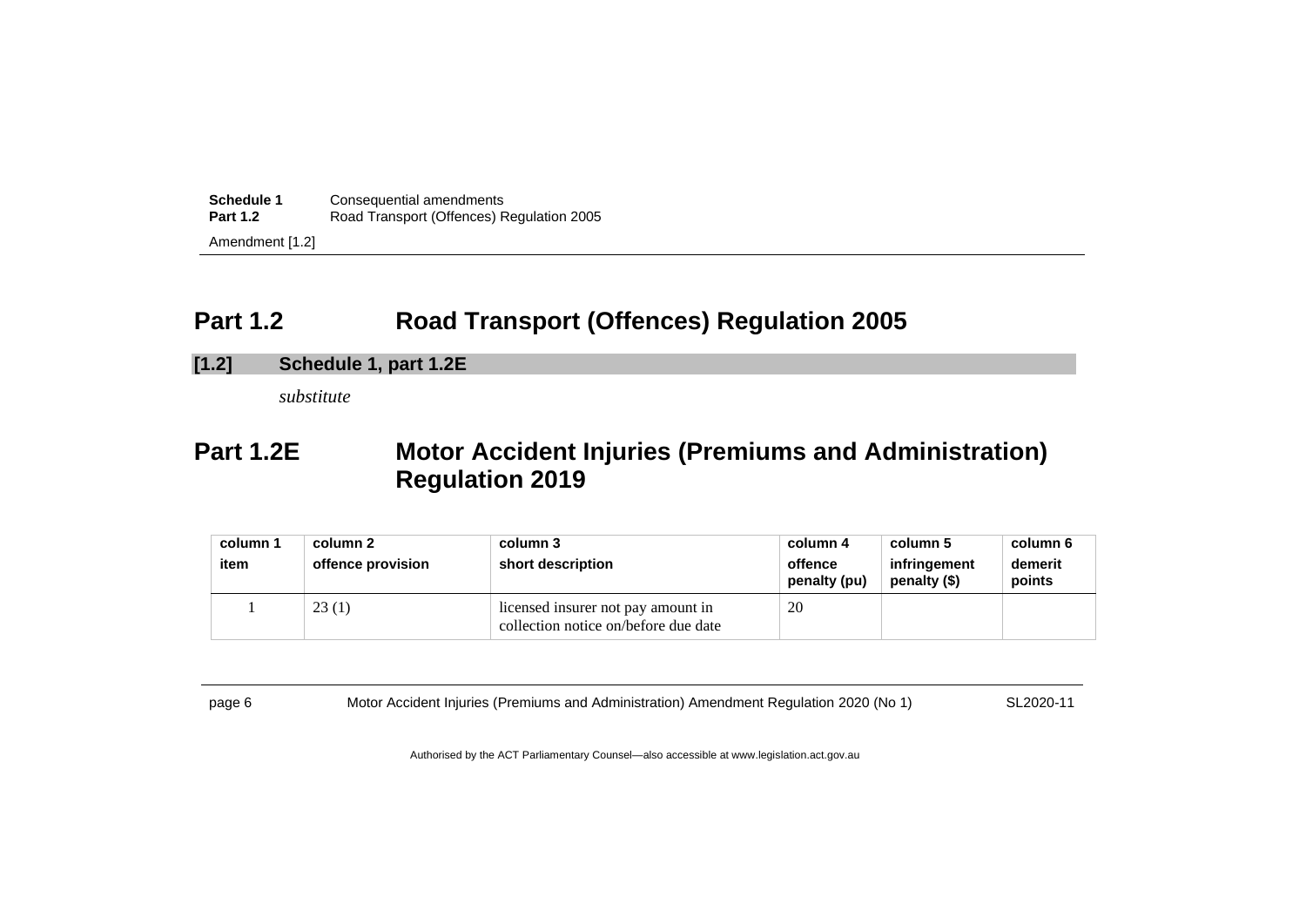## Part 1.2 Road Transport (Offences) Regulation 2005

### [1.2] Schedule 1, part 1.2E

*substitute*

## Part 1.2E Motor Accident Injuries (Premiums and Administration) Regulation 2019

| column 1<br>item | column 2<br>offence provision | column 3<br>short description | column 4<br>offence penalty (pu) | column 5<br>infringement penalty ($) | column 6<br>demerit points |
|---|---|---|---|---|---|
| 1 | 23 (1) | licensed insurer not pay amount in collection notice on/before due date | 20 | | |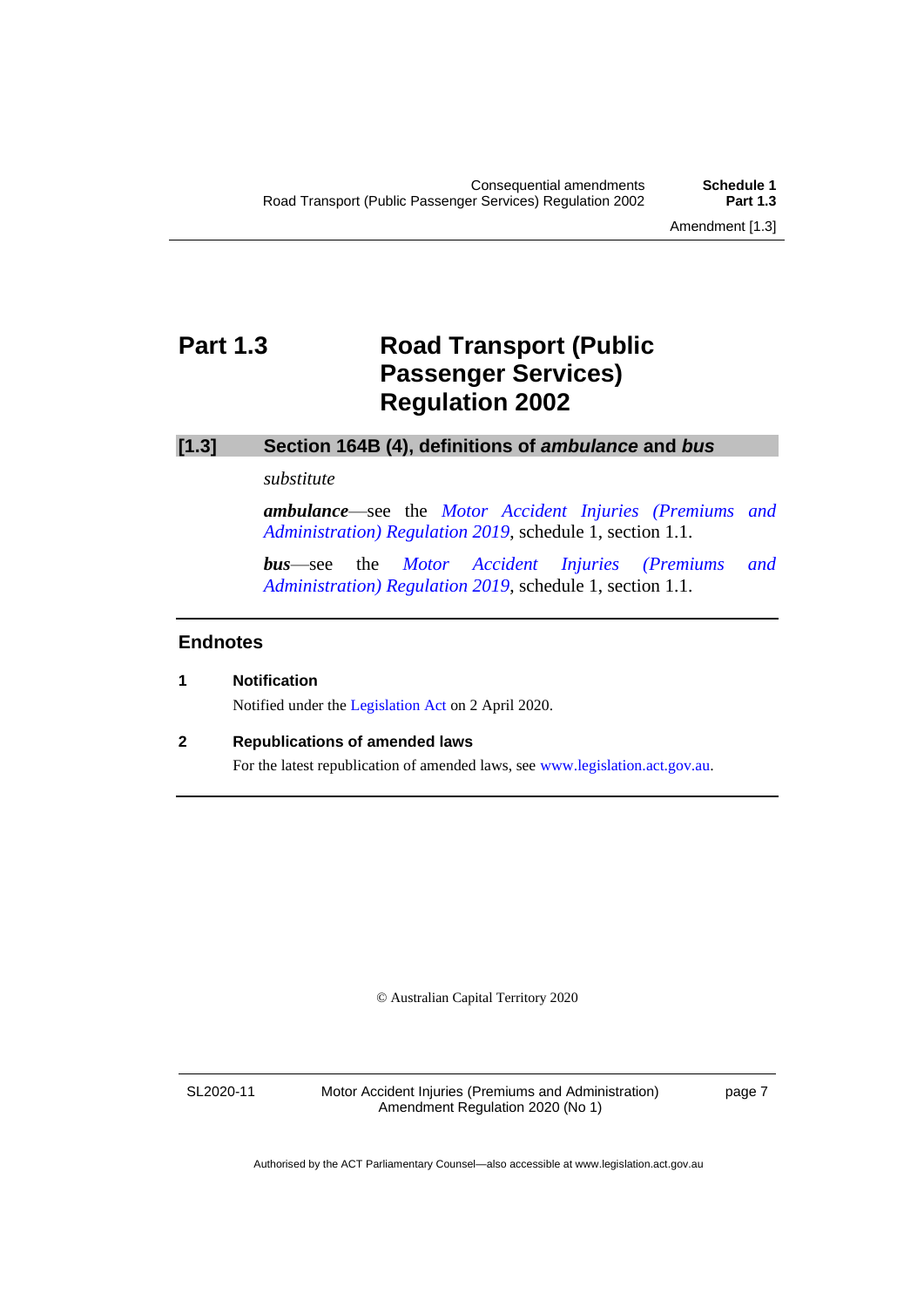## Part 1.3 Road Transport (Public Passenger Services) Regulation 2002

### [1.3] Section 164B (4), definitions of *ambulance* and *bus*

*substitute*

***ambulance***—see the *Motor Accident Injuries (Premiums and Administration) Regulation 2019*, schedule 1, section 1.1.

***bus***—see the *Motor Accident Injuries (Premiums and Administration) Regulation 2019*, schedule 1, section 1.1.

## Endnotes

**1 Notification**

Notified under the Legislation Act on 2 April 2020.

**2 Republications of amended laws**

For the latest republication of amended laws, see www.legislation.act.gov.au.

© Australian Capital Territory 2020